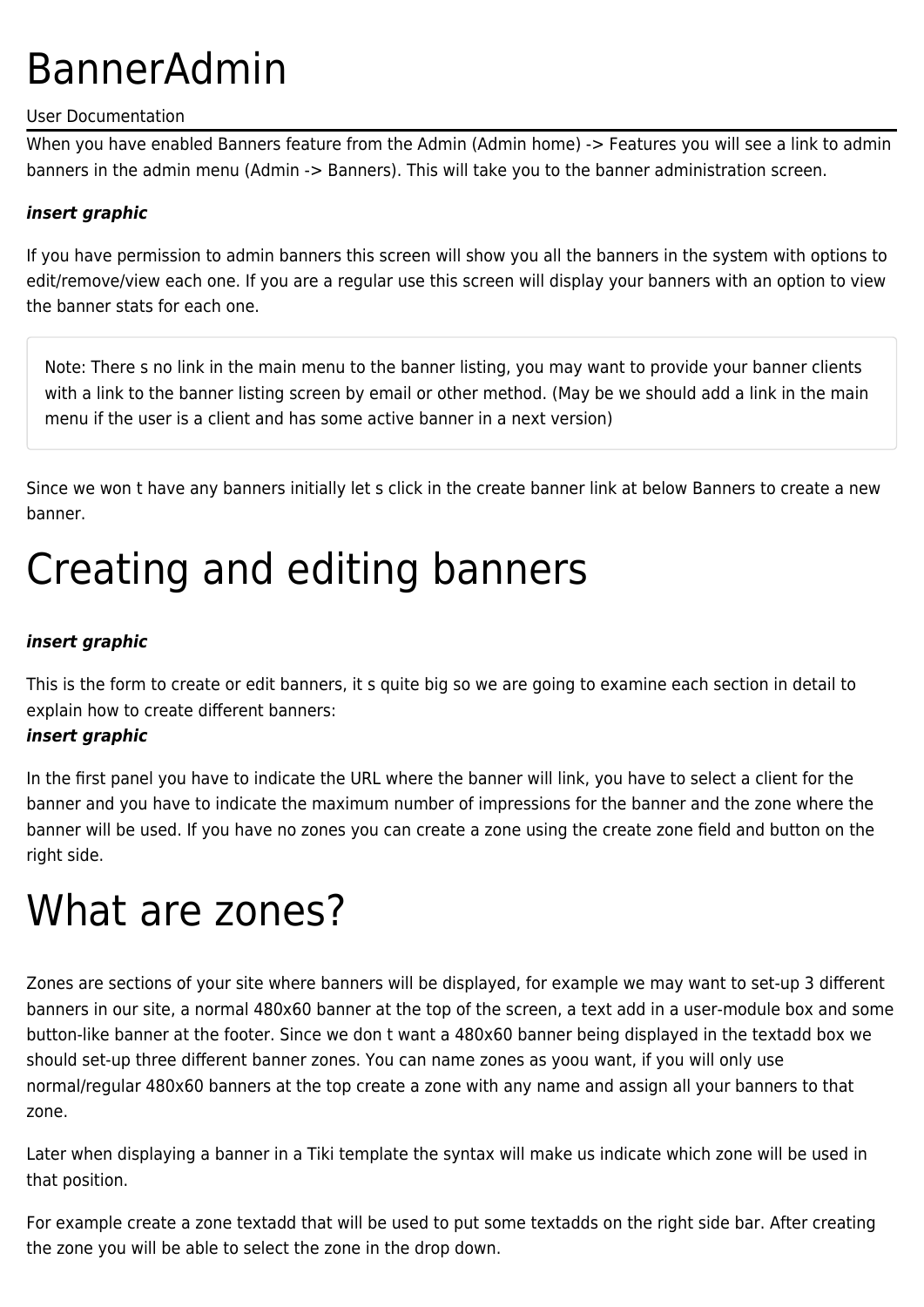# BannerAdmin

User Documentation

When you have enabled Banners feature from the Admin (Admin home) -> Features you will see a link to admin banners in the admin menu (Admin -> Banners). This will take you to the banner administration screen.

***insert graphic***

If you have permission to admin banners this screen will show you all the banners in the system with options to edit/remove/view each one. If you are a regular use this screen will display your banners with an option to view the banner stats for each one.

> Note: There s no link in the main menu to the banner listing, you may want to provide your banner clients with a link to the banner listing screen by email or other method. (May be we should add a link in the main menu if the user is a client and has some active banner in a next version)

Since we won t have any banners initially let s click in the create banner link at below Banners to create a new banner.

# Creating and editing banners

***insert graphic***

This is the form to create or edit banners, it s quite big so we are going to examine each section in detail to explain how to create different banners:
***insert graphic***

In the first panel you have to indicate the URL where the banner will link, you have to select a client for the banner and you have to indicate the maximum number of impressions for the banner and the zone where the banner will be used. If you have no zones you can create a zone using the create zone field and button on the right side.

# What are zones?

Zones are sections of your site where banners will be displayed, for example we may want to set-up 3 different banners in our site, a normal 480x60 banner at the top of the screen, a text add in a user-module box and some button-like banner at the footer. Since we don t want a 480x60 banner being displayed in the textadd box we should set-up three different banner zones. You can name zones as yoou want, if you will only use normal/regular 480x60 banners at the top create a zone with any name and assign all your banners to that zone.

Later when displaying a banner in a Tiki template the syntax will make us indicate which zone will be used in that position.

For example create a zone textadd that will be used to put some textadds on the right side bar. After creating the zone you will be able to select the zone in the drop down.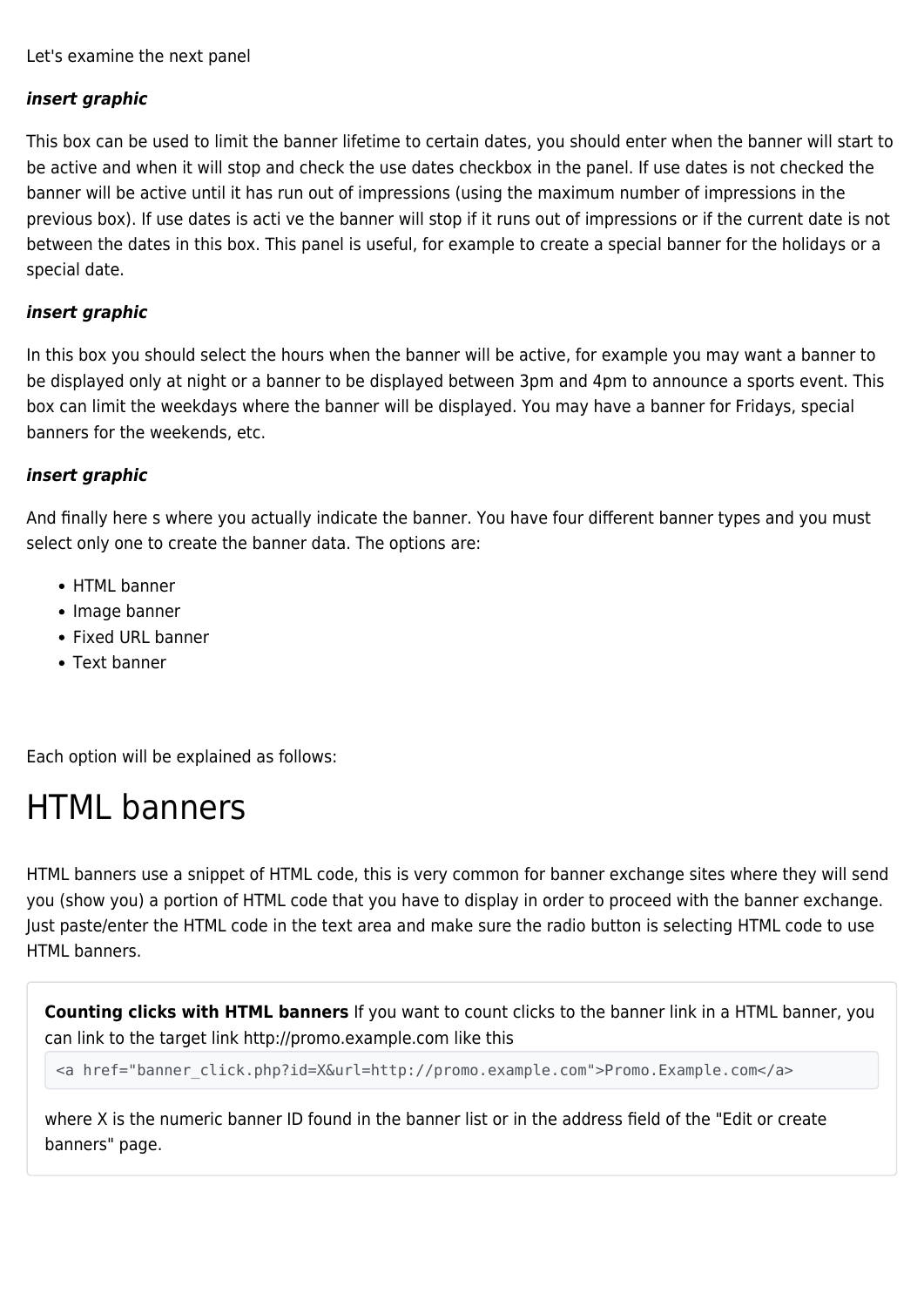Let's examine the next panel

***insert graphic***

This box can be used to limit the banner lifetime to certain dates, you should enter when the banner will start to be active and when it will stop and check the use dates checkbox in the panel. If use dates is not checked the banner will be active until it has run out of impressions (using the maximum number of impressions in the previous box). If use dates is acti ve the banner will stop if it runs out of impressions or if the current date is not between the dates in this box. This panel is useful, for example to create a special banner for the holidays or a special date.

***insert graphic***

In this box you should select the hours when the banner will be active, for example you may want a banner to be displayed only at night or a banner to be displayed between 3pm and 4pm to announce a sports event. This box can limit the weekdays where the banner will be displayed. You may have a banner for Fridays, special banners for the weekends, etc.

***insert graphic***

And finally here s where you actually indicate the banner. You have four different banner types and you must select only one to create the banner data. The options are:

- HTML banner
- Image banner
- Fixed URL banner
- Text banner

Each option will be explained as follows:

# HTML banners

HTML banners use a snippet of HTML code, this is very common for banner exchange sites where they will send you (show you) a portion of HTML code that you have to display in order to proceed with the banner exchange. Just paste/enter the HTML code in the text area and make sure the radio button is selecting HTML code to use HTML banners.

**Counting clicks with HTML banners** If you want to count clicks to the banner link in a HTML banner, you can link to the target link http://promo.example.com like this

```
<a href="banner_click.php?id=X&url=http://promo.example.com">Promo.Example.com</a>
```

where X is the numeric banner ID found in the banner list or in the address field of the "Edit or create banners" page.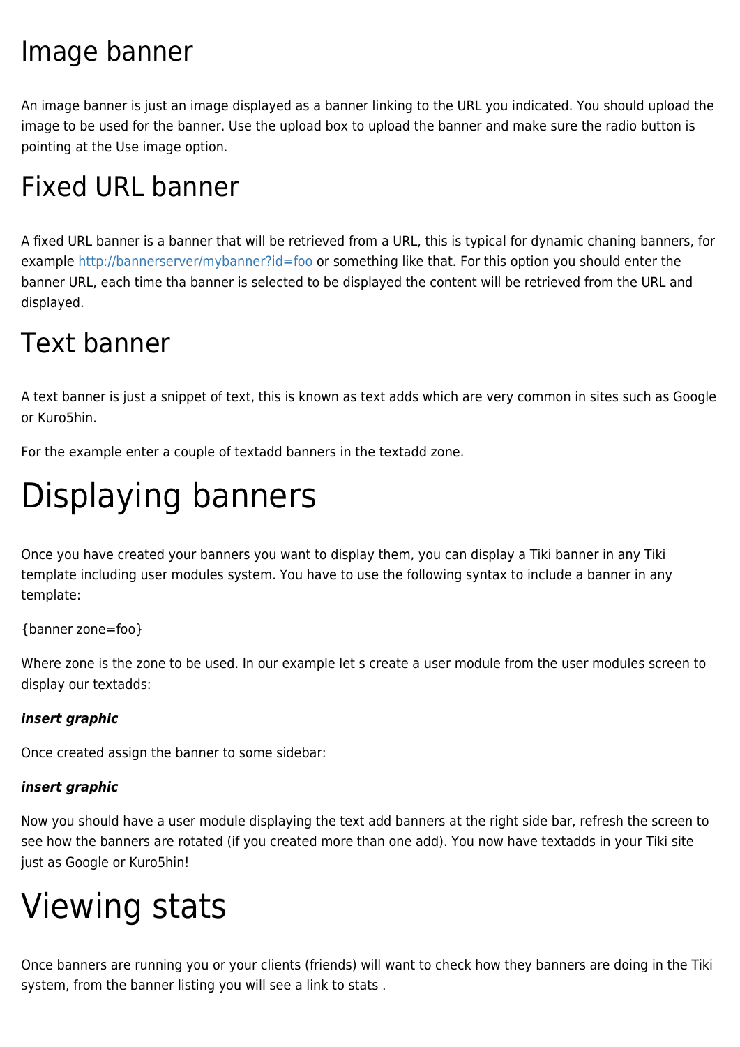## Image banner

An image banner is just an image displayed as a banner linking to the URL you indicated. You should upload the image to be used for the banner. Use the upload box to upload the banner and make sure the radio button is pointing at the Use image option.

## Fixed URL banner

A fixed URL banner is a banner that will be retrieved from a URL, this is typical for dynamic chaning banners, for example http://bannerserver/mybanner?id=foo or something like that. For this option you should enter the banner URL, each time tha banner is selected to be displayed the content will be retrieved from the URL and displayed.

## Text banner

A text banner is just a snippet of text, this is known as text adds which are very common in sites such as Google or Kuro5hin.

For the example enter a couple of textadd banners in the textadd zone.

# Displaying banners

Once you have created your banners you want to display them, you can display a Tiki banner in any Tiki template including user modules system. You have to use the following syntax to include a banner in any template:

{banner zone=foo}

Where zone is the zone to be used. In our example let s create a user module from the user modules screen to display our textadds:

***insert graphic***

Once created assign the banner to some sidebar:

***insert graphic***

Now you should have a user module displaying the text add banners at the right side bar, refresh the screen to see how the banners are rotated (if you created more than one add). You now have textadds in your Tiki site just as Google or Kuro5hin!

# Viewing stats

Once banners are running you or your clients (friends) will want to check how they banners are doing in the Tiki system, from the banner listing you will see a link to stats .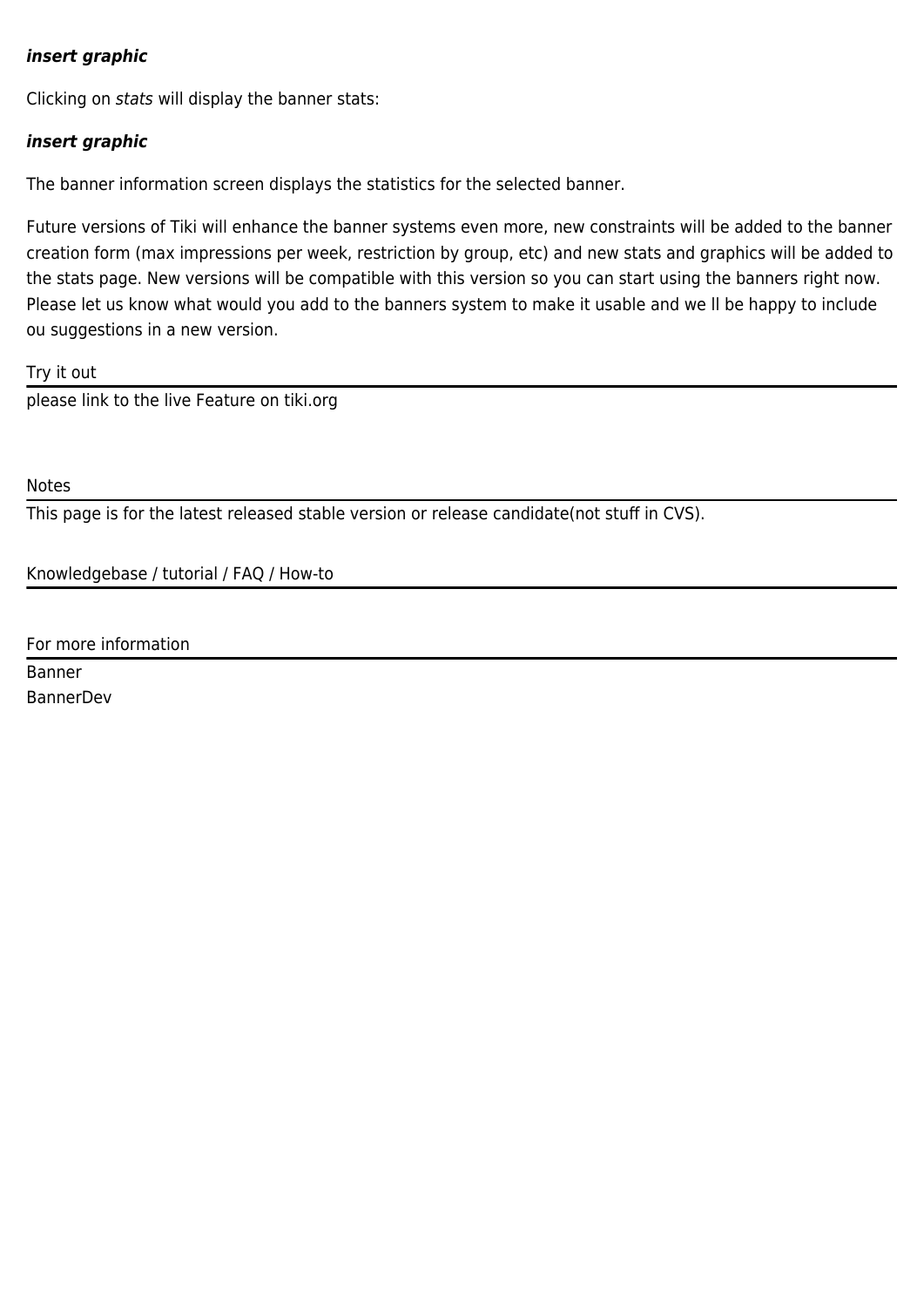***insert graphic***

Clicking on *stats* will display the banner stats:

***insert graphic***

The banner information screen displays the statistics for the selected banner.

Future versions of Tiki will enhance the banner systems even more, new constraints will be added to the banner creation form (max impressions per week, restriction by group, etc) and new stats and graphics will be added to the stats page. New versions will be compatible with this version so you can start using the banners right now. Please let us know what would you add to the banners system to make it usable and we ll be happy to include ou suggestions in a new version.

## Try it out

please link to the live Feature on tiki.org

## Notes

This page is for the latest released stable version or release candidate(not stuff in CVS).

## Knowledgebase / tutorial / FAQ / How-to

## For more information

Banner
BannerDev